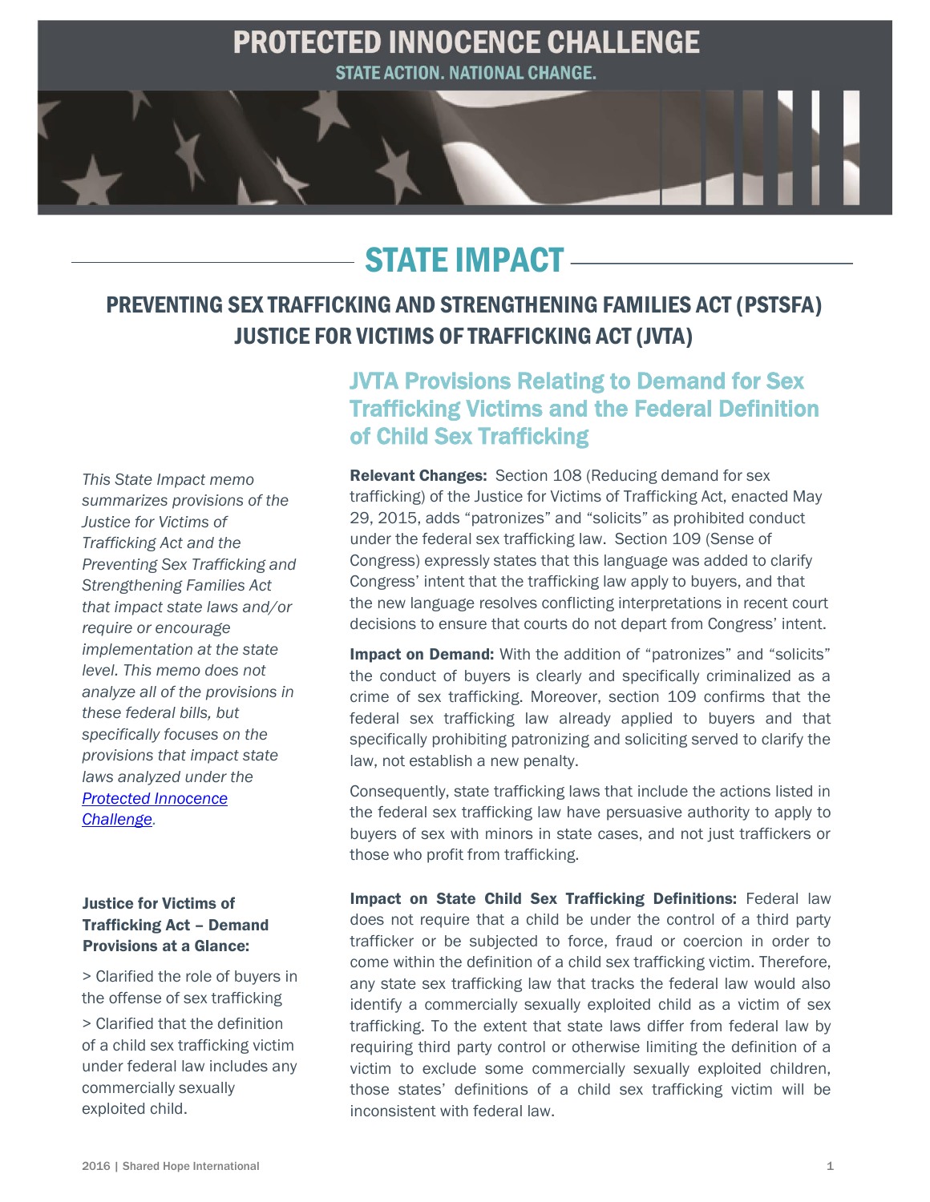# PROTECTED INNOCENCE CHALLENGE

STATE ACTION. NATIONAL CHANGE.

## STATE IMPACT

### PREVENTING SEX TRAFFICKING AND STRENGTHENING FAMILIES ACT (PSTSFA) JUSTICE FOR VICTIMS OF TRAFFICKING ACT (JVTA)

*This State Impact memo summarizes provisions of the Justice for Victims of Trafficking Act and the Preventing Sex Trafficking and Strengthening Families Act that impact state laws and/or require or encourage implementation at the state level. This memo does not analyze all of the provisions in these federal bills, but specifically focuses on the provisions that impact state laws analyzed under the [Protected Innocence Challenge](Protected Innocence Challenge).*

**Justice for Victims of Trafficking Act – Demand Provisions at a Glance:**

> Clarified the role of buyers in the offense of sex trafficking

> Clarified that the definition of a child sex trafficking victim under federal law includes any commercially sexually exploited child.

### JVTA Provisions Relating to Demand for Sex Trafficking Victims and the Federal Definition of Child Sex Trafficking

**Relevant Changes:** Section 108 (Reducing demand for sex trafficking) of the Justice for Victims of Trafficking Act, enacted May 29, 2015, adds "patronizes" and "solicits" as prohibited conduct under the federal sex trafficking law. Section 109 (Sense of Congress) expressly states that this language was added to clarify Congress' intent that the trafficking law apply to buyers, and that the new language resolves conflicting interpretations in recent court decisions to ensure that courts do not depart from Congress' intent.

**Impact on Demand:** With the addition of "patronizes" and "solicits" the conduct of buyers is clearly and specifically criminalized as a crime of sex trafficking. Moreover, section 109 confirms that the federal sex trafficking law already applied to buyers and that specifically prohibiting patronizing and soliciting served to clarify the law, not establish a new penalty.

Consequently, state trafficking laws that include the actions listed in the federal sex trafficking law have persuasive authority to apply to buyers of sex with minors in state cases, and not just traffickers or those who profit from trafficking.

**Impact on State Child Sex Trafficking Definitions:** Federal law does not require that a child be under the control of a third party trafficker or be subjected to force, fraud or coercion in order to come within the definition of a child sex trafficking victim. Therefore, any state sex trafficking law that tracks the federal law would also identify a commercially sexually exploited child as a victim of sex trafficking. To the extent that state laws differ from federal law by requiring third party control or otherwise limiting the definition of a victim to exclude some commercially sexually exploited children, those states' definitions of a child sex trafficking victim will be inconsistent with federal law.

2016 | Shared Hope International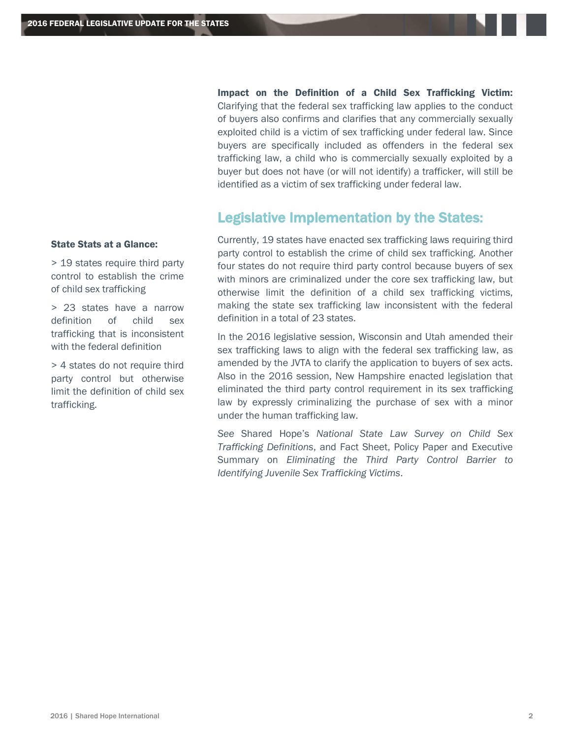**Impact on the Definition of a Child Sex Trafficking Victim:** Clarifying that the federal sex trafficking law applies to the conduct of buyers also confirms and clarifies that any commercially sexually exploited child is a victim of sex trafficking under federal law. Since buyers are specifically included as offenders in the federal sex trafficking law, a child who is commercially sexually exploited by a buyer but does not have (or will not identify) a trafficker, will still be identified as a victim of sex trafficking under federal law.

## Legislative Implementation by the States:

Currently, 19 states have enacted sex trafficking laws requiring third party control to establish the crime of child sex trafficking. Another four states do not require third party control because buyers of sex with minors are criminalized under the core sex trafficking law, but otherwise limit the definition of a child sex trafficking victims, making the state sex trafficking law inconsistent with the federal definition in a total of 23 states.

In the 2016 legislative session, Wisconsin and Utah amended their sex trafficking laws to align with the federal sex trafficking law, as amended by the JVTA to clarify the application to buyers of sex acts. Also in the 2016 session, New Hampshire enacted legislation that eliminated the third party control requirement in its sex trafficking law by expressly criminalizing the purchase of sex with a minor under the human trafficking law.

*See* Shared Hope's *National State Law Survey on Child Sex Trafficking Definitions*, and Fact Sheet, Policy Paper and Executive Summary on *Eliminating the Third Party Control Barrier to Identifying Juvenile Sex Trafficking Victims*.

**State Stats at a Glance:**

> 19 states require third party control to establish the crime of child sex trafficking

> 23 states have a narrow definition of child sex trafficking that is inconsistent with the federal definition

> 4 states do not require third party control but otherwise limit the definition of child sex trafficking.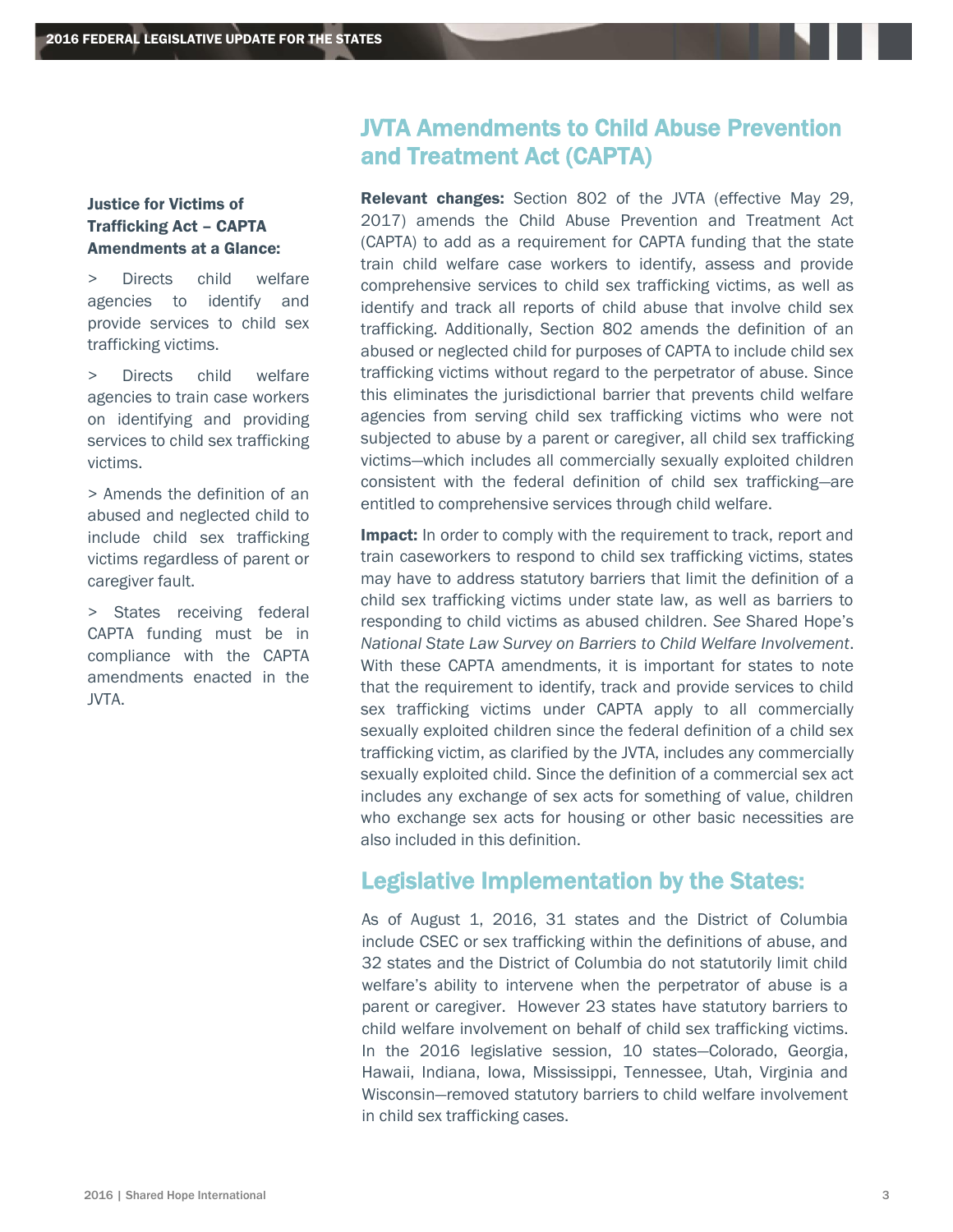## JVTA Amendments to Child Abuse Prevention and Treatment Act (CAPTA)

**Justice for Victims of Trafficking Act – CAPTA Amendments at a Glance:**

> Directs child welfare agencies to identify and provide services to child sex trafficking victims.

> Directs child welfare agencies to train case workers on identifying and providing services to child sex trafficking victims.

> Amends the definition of an abused and neglected child to include child sex trafficking victims regardless of parent or caregiver fault.

> States receiving federal CAPTA funding must be in compliance with the CAPTA amendments enacted in the JVTA.

**Relevant changes:** Section 802 of the JVTA (effective May 29, 2017) amends the Child Abuse Prevention and Treatment Act (CAPTA) to add as a requirement for CAPTA funding that the state train child welfare case workers to identify, assess and provide comprehensive services to child sex trafficking victims, as well as identify and track all reports of child abuse that involve child sex trafficking. Additionally, Section 802 amends the definition of an abused or neglected child for purposes of CAPTA to include child sex trafficking victims without regard to the perpetrator of abuse. Since this eliminates the jurisdictional barrier that prevents child welfare agencies from serving child sex trafficking victims who were not subjected to abuse by a parent or caregiver, all child sex trafficking victims—which includes all commercially sexually exploited children consistent with the federal definition of child sex trafficking—are entitled to comprehensive services through child welfare.

**Impact:** In order to comply with the requirement to track, report and train caseworkers to respond to child sex trafficking victims, states may have to address statutory barriers that limit the definition of a child sex trafficking victims under state law, as well as barriers to responding to child victims as abused children. *See* Shared Hope's *National State Law Survey on Barriers to Child Welfare Involvement*. With these CAPTA amendments, it is important for states to note that the requirement to identify, track and provide services to child sex trafficking victims under CAPTA apply to all commercially sexually exploited children since the federal definition of a child sex trafficking victim, as clarified by the JVTA, includes any commercially sexually exploited child. Since the definition of a commercial sex act includes any exchange of sex acts for something of value, children who exchange sex acts for housing or other basic necessities are also included in this definition.

## Legislative Implementation by the States:

As of August 1, 2016, 31 states and the District of Columbia include CSEC or sex trafficking within the definitions of abuse, and 32 states and the District of Columbia do not statutorily limit child welfare's ability to intervene when the perpetrator of abuse is a parent or caregiver. However 23 states have statutory barriers to child welfare involvement on behalf of child sex trafficking victims. In the 2016 legislative session, 10 states—Colorado, Georgia, Hawaii, Indiana, Iowa, Mississippi, Tennessee, Utah, Virginia and Wisconsin—removed statutory barriers to child welfare involvement in child sex trafficking cases.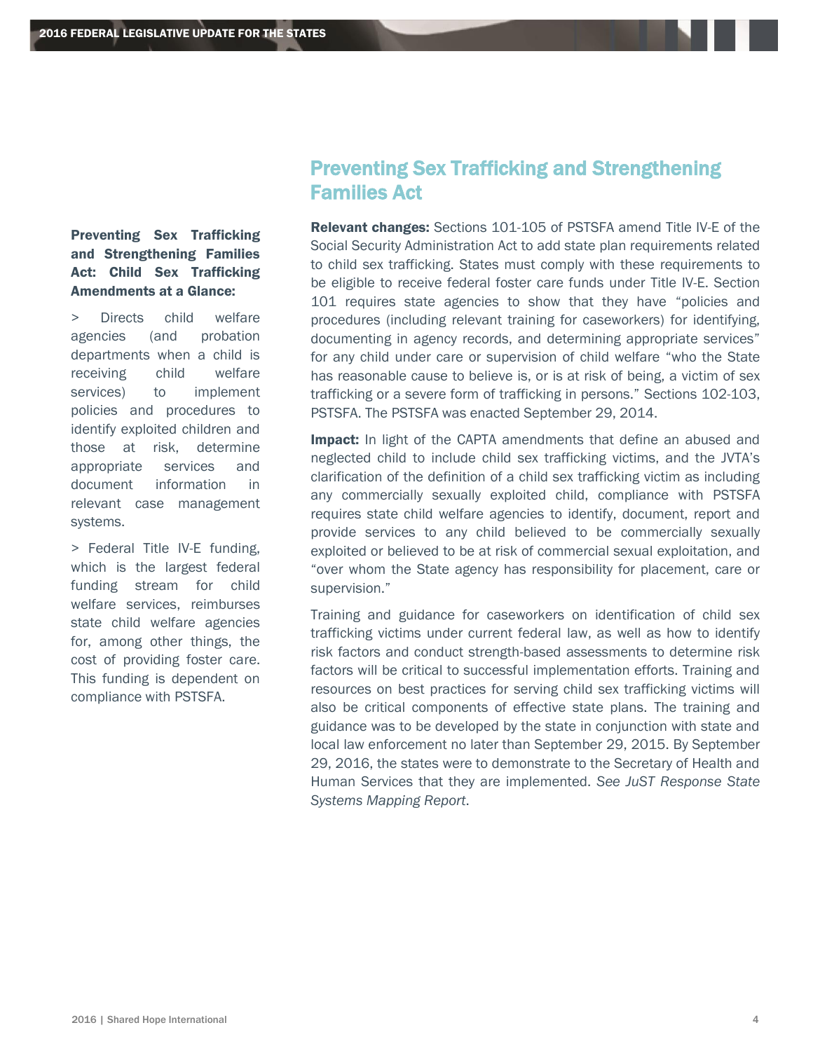## Preventing Sex Trafficking and Strengthening Families Act

**Relevant changes:** Sections 101-105 of PSTSFA amend Title IV-E of the Social Security Administration Act to add state plan requirements related to child sex trafficking. States must comply with these requirements to be eligible to receive federal foster care funds under Title IV-E. Section 101 requires state agencies to show that they have "policies and procedures (including relevant training for caseworkers) for identifying, documenting in agency records, and determining appropriate services" for any child under care or supervision of child welfare "who the State has reasonable cause to believe is, or is at risk of being, a victim of sex trafficking or a severe form of trafficking in persons." Sections 102-103, PSTSFA. The PSTSFA was enacted September 29, 2014.

**Impact:** In light of the CAPTA amendments that define an abused and neglected child to include child sex trafficking victims, and the JVTA's clarification of the definition of a child sex trafficking victim as including any commercially sexually exploited child, compliance with PSTSFA requires state child welfare agencies to identify, document, report and provide services to any child believed to be commercially sexually exploited or believed to be at risk of commercial sexual exploitation, and "over whom the State agency has responsibility for placement, care or supervision."

Training and guidance for caseworkers on identification of child sex trafficking victims under current federal law, as well as how to identify risk factors and conduct strength-based assessments to determine risk factors will be critical to successful implementation efforts. Training and resources on best practices for serving child sex trafficking victims will also be critical components of effective state plans. The training and guidance was to be developed by the state in conjunction with state and local law enforcement no later than September 29, 2015. By September 29, 2016, the states were to demonstrate to the Secretary of Health and Human Services that they are implemented. *See JuST Response State Systems Mapping Report*.

**Preventing Sex Trafficking and Strengthening Families Act: Child Sex Trafficking Amendments at a Glance:**

> Directs child welfare agencies (and probation departments when a child is receiving child welfare services) to implement policies and procedures to identify exploited children and those at risk, determine appropriate services and document information in relevant case management systems.

> Federal Title IV-E funding, which is the largest federal funding stream for child welfare services, reimburses state child welfare agencies for, among other things, the cost of providing foster care. This funding is dependent on compliance with PSTSFA.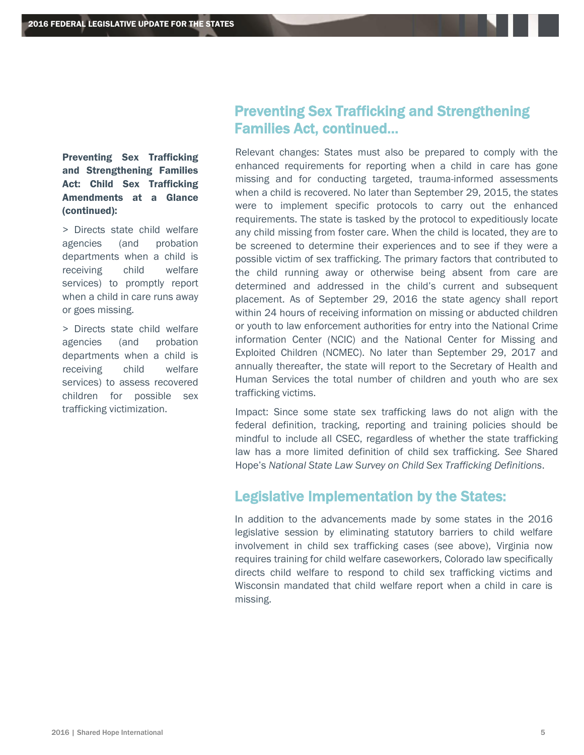**Preventing Sex Trafficking and Strengthening Families Act: Child Sex Trafficking Amendments at a Glance (continued):**

> Directs state child welfare agencies (and probation departments when a child is receiving child welfare services) to promptly report when a child in care runs away or goes missing.

> Directs state child welfare agencies (and probation departments when a child is receiving child welfare services) to assess recovered children for possible sex trafficking victimization.

## Preventing Sex Trafficking and Strengthening Families Act, continued...

Relevant changes: States must also be prepared to comply with the enhanced requirements for reporting when a child in care has gone missing and for conducting targeted, trauma-informed assessments when a child is recovered. No later than September 29, 2015, the states were to implement specific protocols to carry out the enhanced requirements. The state is tasked by the protocol to expeditiously locate any child missing from foster care. When the child is located, they are to be screened to determine their experiences and to see if they were a possible victim of sex trafficking. The primary factors that contributed to the child running away or otherwise being absent from care are determined and addressed in the child's current and subsequent placement. As of September 29, 2016 the state agency shall report within 24 hours of receiving information on missing or abducted children or youth to law enforcement authorities for entry into the National Crime information Center (NCIC) and the National Center for Missing and Exploited Children (NCMEC). No later than September 29, 2017 and annually thereafter, the state will report to the Secretary of Health and Human Services the total number of children and youth who are sex trafficking victims.

Impact: Since some state sex trafficking laws do not align with the federal definition, tracking, reporting and training policies should be mindful to include all CSEC, regardless of whether the state trafficking law has a more limited definition of child sex trafficking. *See* Shared Hope's *National State Law Survey on Child Sex Trafficking Definitions*.

## Legislative Implementation by the States:

In addition to the advancements made by some states in the 2016 legislative session by eliminating statutory barriers to child welfare involvement in child sex trafficking cases (see above), Virginia now requires training for child welfare caseworkers, Colorado law specifically directs child welfare to respond to child sex trafficking victims and Wisconsin mandated that child welfare report when a child in care is missing.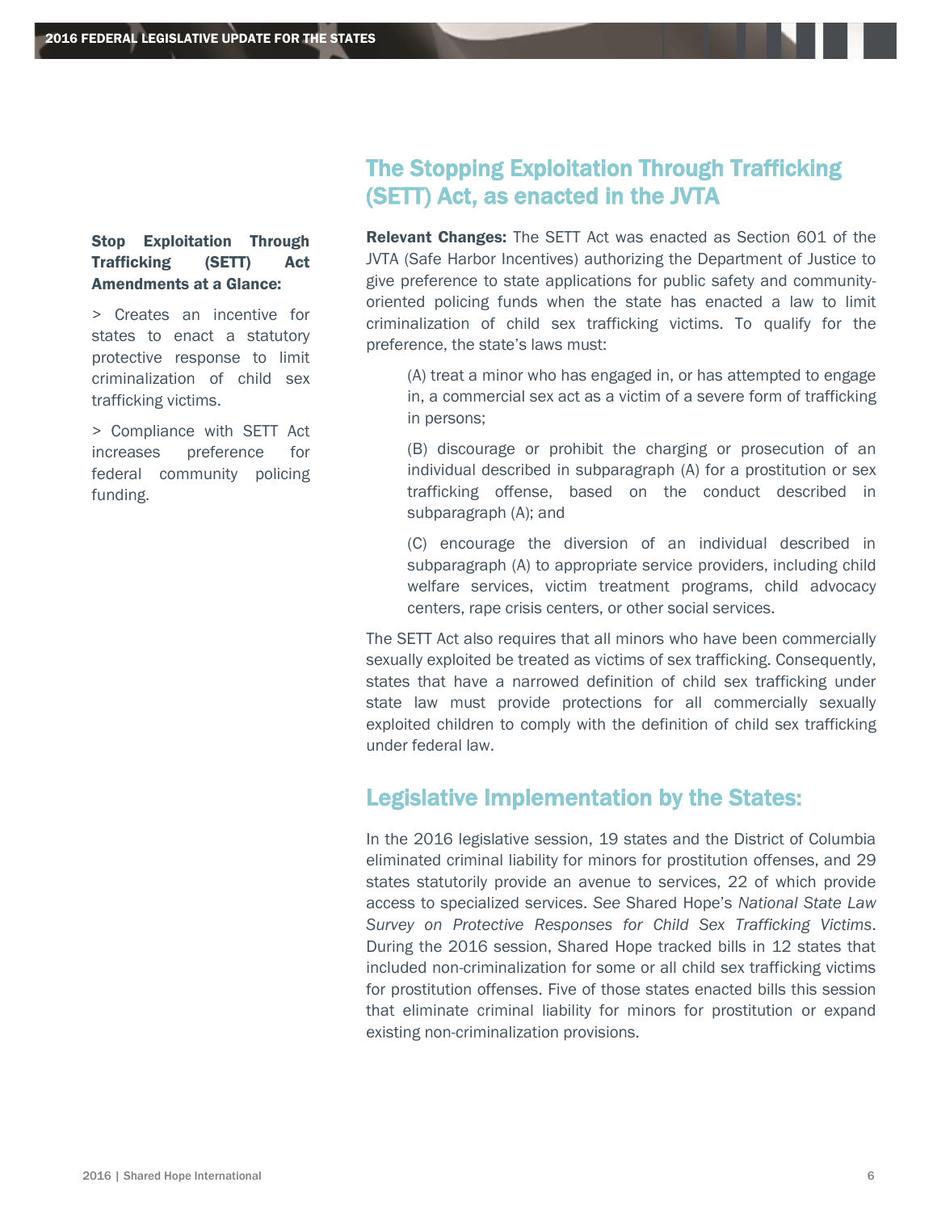**Stop Exploitation Through Trafficking (SETT) Act Amendments at a Glance:**

> Creates an incentive for states to enact a statutory protective response to limit criminalization of child sex trafficking victims.

> Compliance with SETT Act increases preference for federal community policing funding.

## The Stopping Exploitation Through Trafficking (SETT) Act, as enacted in the JVTA

**Relevant Changes:** The SETT Act was enacted as Section 601 of the JVTA (Safe Harbor Incentives) authorizing the Department of Justice to give preference to state applications for public safety and community-oriented policing funds when the state has enacted a law to limit criminalization of child sex trafficking victims. To qualify for the preference, the state's laws must:

> (A) treat a minor who has engaged in, or has attempted to engage in, a commercial sex act as a victim of a severe form of trafficking in persons;
>
> (B) discourage or prohibit the charging or prosecution of an individual described in subparagraph (A) for a prostitution or sex trafficking offense, based on the conduct described in subparagraph (A); and
>
> (C) encourage the diversion of an individual described in subparagraph (A) to appropriate service providers, including child welfare services, victim treatment programs, child advocacy centers, rape crisis centers, or other social services.

The SETT Act also requires that all minors who have been commercially sexually exploited be treated as victims of sex trafficking. Consequently, states that have a narrowed definition of child sex trafficking under state law must provide protections for all commercially sexually exploited children to comply with the definition of child sex trafficking under federal law.

## Legislative Implementation by the States:

In the 2016 legislative session, 19 states and the District of Columbia eliminated criminal liability for minors for prostitution offenses, and 29 states statutorily provide an avenue to services, 22 of which provide access to specialized services. *See* Shared Hope's *National State Law Survey on Protective Responses for Child Sex Trafficking Victims*. During the 2016 session, Shared Hope tracked bills in 12 states that included non-criminalization for some or all child sex trafficking victims for prostitution offenses. Five of those states enacted bills this session that eliminate criminal liability for minors for prostitution or expand existing non-criminalization provisions.